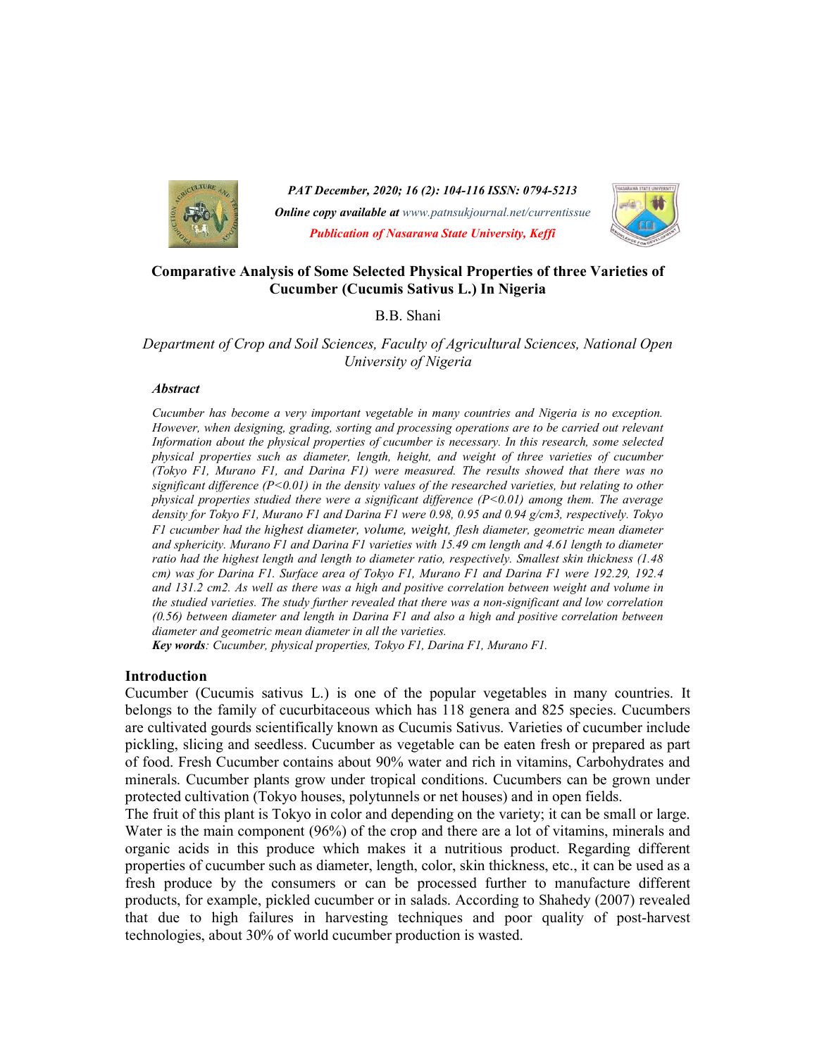# Comparative Analysis of Some Selected Physical Properties of three Varieties of Cucumber (Cucumis Sativus L.) In Nigeria

B.B. Shani

*Department of Crop and Soil Sciences, Faculty of Agricultural Sciences, National Open University of Nigeria*

### *Abstract*

*Cucumber has become a very important vegetable in many countries and Nigeria is no exception. However, when designing, grading, sorting and processing operations are to be carried out relevant Information about the physical properties of cucumber is necessary. In this research, some selected physical properties such as diameter, length, height, and weight of three varieties of cucumber (Tokyo F1, Murano F1, and Darina F1) were measured. The results showed that there was no significant difference (P<0.01) in the density values of the researched varieties, but relating to other physical properties studied there were a significant difference (P<0.01) among them. The average density for Tokyo F1, Murano F1 and Darina F1 were 0.98, 0.95 and 0.94 g/cm3, respectively. Tokyo F1 cucumber had the highest diameter, volume, weight, flesh diameter, geometric mean diameter and sphericity. Murano F1 and Darina F1 varieties with 15.49 cm length and 4.61 length to diameter ratio had the highest length and length to diameter ratio, respectively. Smallest skin thickness (1.48 cm) was for Darina F1. Surface area of Tokyo F1, Murano F1 and Darina F1 were 192.29, 192.4 and 131.2 cm2. As well as there was a high and positive correlation between weight and volume in the studied varieties. The study further revealed that there was a non-significant and low correlation (0.56) between diameter and length in Darina F1 and also a high and positive correlation between diameter and geometric mean diameter in all the varieties.*

***Key words****: Cucumber, physical properties, Tokyo F1, Darina F1, Murano F1.*

## Introduction

Cucumber (Cucumis sativus L.) is one of the popular vegetables in many countries. It belongs to the family of cucurbitaceous which has 118 genera and 825 species. Cucumbers are cultivated gourds scientifically known as Cucumis Sativus. Varieties of cucumber include pickling, slicing and seedless. Cucumber as vegetable can be eaten fresh or prepared as part of food. Fresh Cucumber contains about 90% water and rich in vitamins, Carbohydrates and minerals. Cucumber plants grow under tropical conditions. Cucumbers can be grown under protected cultivation (Tokyo houses, polytunnels or net houses) and in open fields.

The fruit of this plant is Tokyo in color and depending on the variety; it can be small or large. Water is the main component (96%) of the crop and there are a lot of vitamins, minerals and organic acids in this produce which makes it a nutritious product. Regarding different properties of cucumber such as diameter, length, color, skin thickness, etc., it can be used as a fresh produce by the consumers or can be processed further to manufacture different products, for example, pickled cucumber or in salads. According to Shahedy (2007) revealed that due to high failures in harvesting techniques and poor quality of post-harvest technologies, about 30% of world cucumber production is wasted.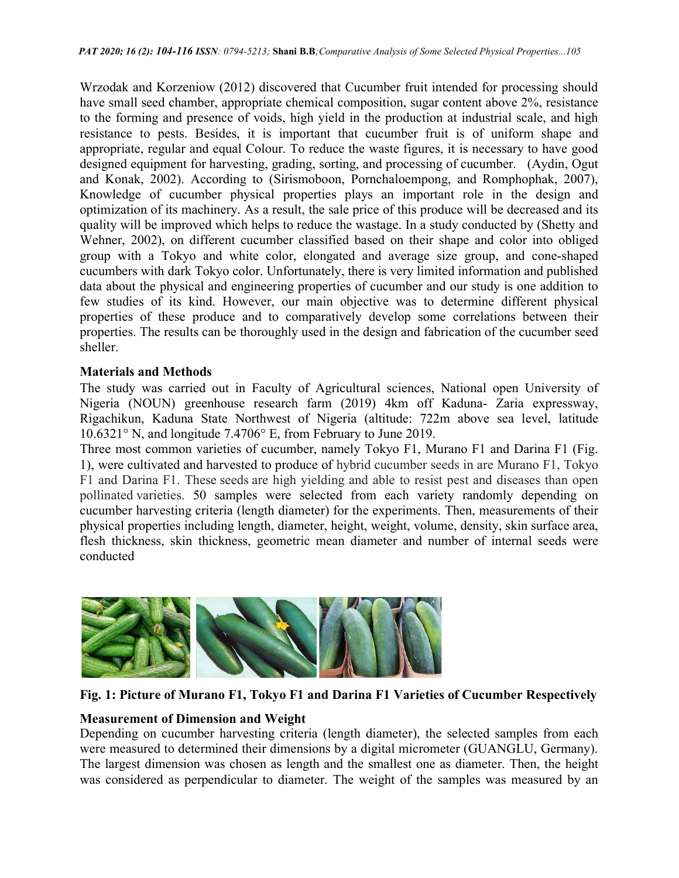Wrzodak and Korzeniow (2012) discovered that Cucumber fruit intended for processing should have small seed chamber, appropriate chemical composition, sugar content above 2%, resistance to the forming and presence of voids, high yield in the production at industrial scale, and high resistance to pests. Besides, it is important that cucumber fruit is of uniform shape and appropriate, regular and equal Colour. To reduce the waste figures, it is necessary to have good designed equipment for harvesting, grading, sorting, and processing of cucumber. (Aydin, Ogut and Konak, 2002). According to (Sirismoboon, Pornchaloempong, and Romphophak, 2007), Knowledge of cucumber physical properties plays an important role in the design and optimization of its machinery. As a result, the sale price of this produce will be decreased and its quality will be improved which helps to reduce the wastage. In a study conducted by (Shetty and Wehner, 2002), on different cucumber classified based on their shape and color into obliged group with a Tokyo and white color, elongated and average size group, and cone-shaped cucumbers with dark Tokyo color. Unfortunately, there is very limited information and published data about the physical and engineering properties of cucumber and our study is one addition to few studies of its kind. However, our main objective was to determine different physical properties of these produce and to comparatively develop some correlations between their properties. The results can be thoroughly used in the design and fabrication of the cucumber seed sheller.

## Materials and Methods

The study was carried out in Faculty of Agricultural sciences, National open University of Nigeria (NOUN) greenhouse research farm (2019) 4km off Kaduna- Zaria expressway, Rigachikun, Kaduna State Northwest of Nigeria (altitude: 722m above sea level, latitude 10.6321° N, and longitude 7.4706° E, from February to June 2019.

Three most common varieties of cucumber, namely Tokyo F1, Murano F1 and Darina F1 (Fig. 1), were cultivated and harvested to produce of hybrid cucumber seeds in are Murano F1, Tokyo F1 and Darina F1. These seeds are high yielding and able to resist pest and diseases than open pollinated varieties. 50 samples were selected from each variety randomly depending on cucumber harvesting criteria (length diameter) for the experiments. Then, measurements of their physical properties including length, diameter, height, weight, volume, density, skin surface area, flesh thickness, skin thickness, geometric mean diameter and number of internal seeds were conducted

**Fig. 1: Picture of Murano F1, Tokyo F1 and Darina F1 Varieties of Cucumber Respectively**

### Measurement of Dimension and Weight

Depending on cucumber harvesting criteria (length diameter), the selected samples from each were measured to determined their dimensions by a digital micrometer (GUANGLU, Germany). The largest dimension was chosen as length and the smallest one as diameter. Then, the height was considered as perpendicular to diameter. The weight of the samples was measured by an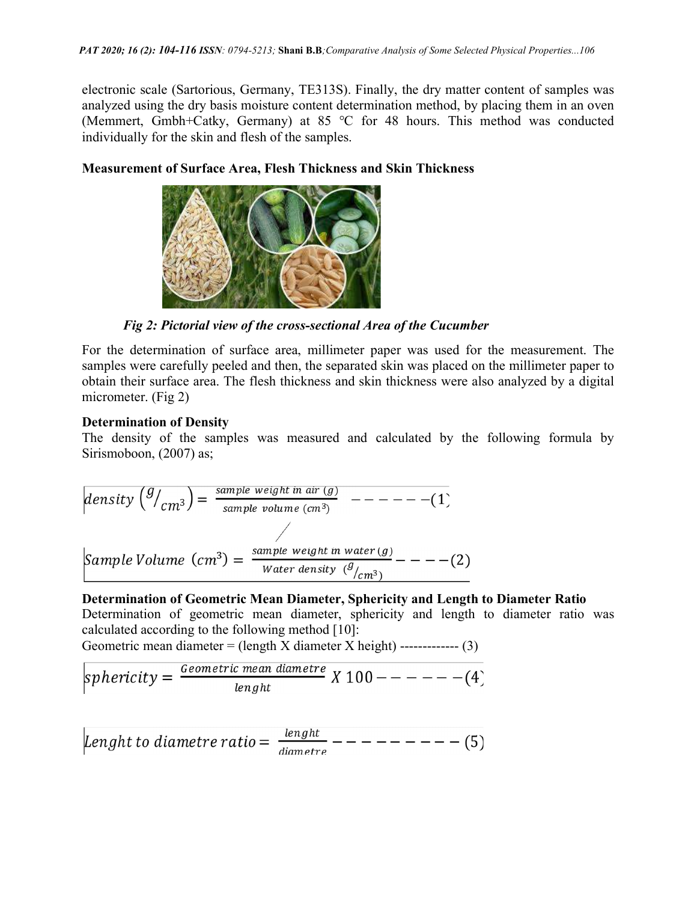electronic scale (Sartorious, Germany, TE313S). Finally, the dry matter content of samples was analyzed using the dry basis moisture content determination method, by placing them in an oven (Memmert, Gmbh+Catky, Germany) at 85 ℃ for 48 hours. This method was conducted individually for the skin and flesh of the samples.

**Measurement of Surface Area, Flesh Thickness and Skin Thickness**

*Fig 2: Pictorial view of the cross-sectional Area of the Cucumber*

For the determination of surface area, millimeter paper was used for the measurement. The samples were carefully peeled and then, the separated skin was placed on the millimeter paper to obtain their surface area. The flesh thickness and skin thickness were also analyzed by a digital micrometer. (Fig 2)

**Determination of Density**

The density of the samples was measured and calculated by the following formula by Sirismoboon, (2007) as;

$$density\ (g/cm^3) = \frac{sample\ weight\ in\ air\ (g)}{sample\ volume\ (cm^3)} \quad ------(1)$$

$$Sample\ Volume\ (cm^3) = \frac{sample\ weight\ in\ water\ (g)}{Water\ density\ (g/cm^3)} \quad ----(2)$$

**Determination of Geometric Mean Diameter, Sphericity and Length to Diameter Ratio**

Determination of geometric mean diameter, sphericity and length to diameter ratio was calculated according to the following method [10]:

Geometric mean diameter = (length X diameter X height) ------------- (3)

$$sphericity = \frac{Geometric\ mean\ diametre}{lenght} X\ 100 ------(4)$$

$$Lenght\ to\ diametre\ ratio = \frac{lenght}{diametre} ---------(5)$$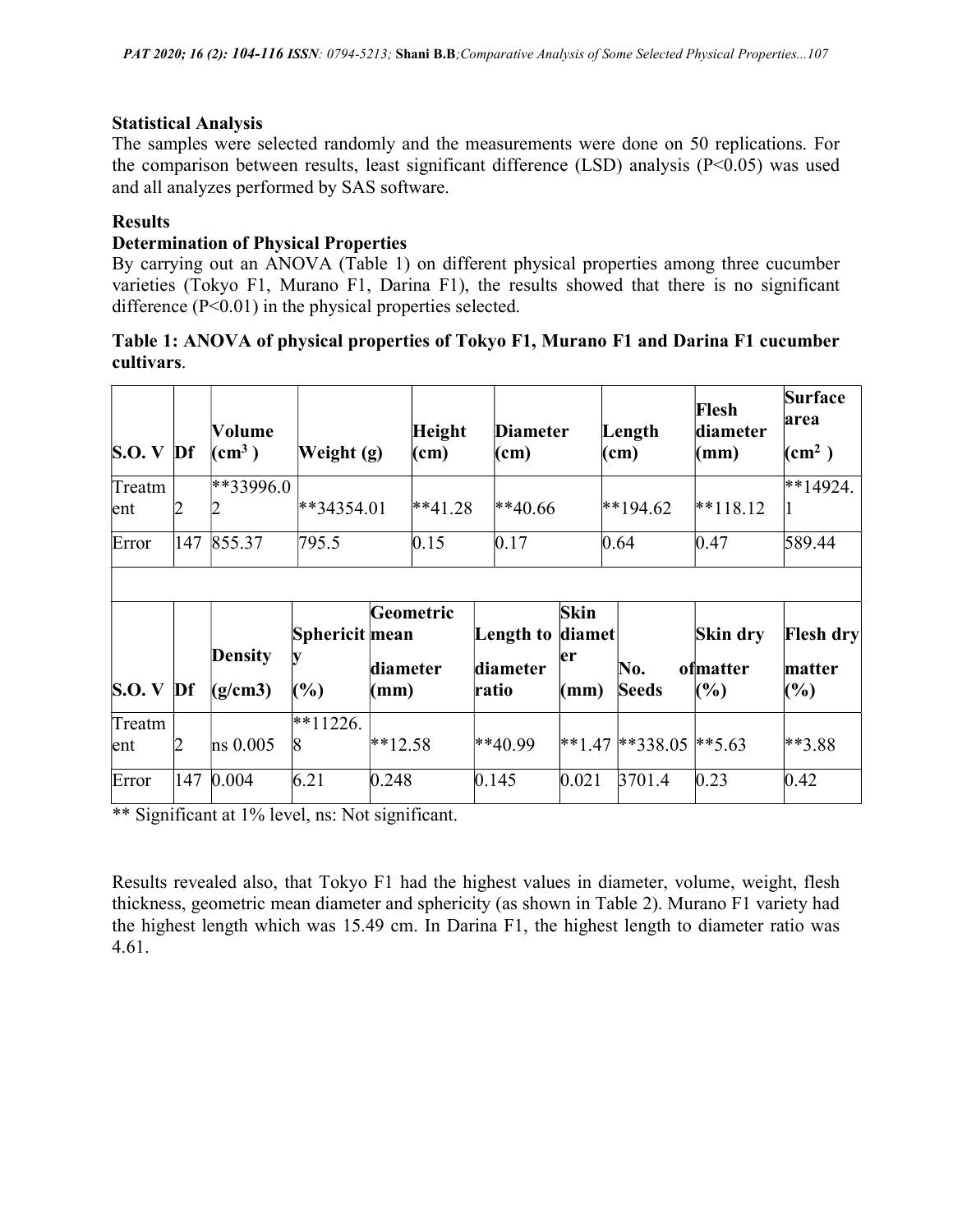**Statistical Analysis**

The samples were selected randomly and the measurements were done on 50 replications. For the comparison between results, least significant difference (LSD) analysis (P<0.05) was used and all analyzes performed by SAS software.

**Results**

**Determination of Physical Properties**

By carrying out an ANOVA (Table 1) on different physical properties among three cucumber varieties (Tokyo F1, Murano F1, Darina F1), the results showed that there is no significant difference (P<0.01) in the physical properties selected.

**Table 1: ANOVA of physical properties of Tokyo F1, Murano F1 and Darina F1 cucumber cultivars**.

| S.O. V | Df | Volume ($cm^3$) | Weight (g) | Height (cm) | Diameter (cm) | Length (cm) | Flesh diameter (mm) | Surface area ($cm^2$) |
|---|---|---|---|---|---|---|---|---|
| Treatment | 2 | **33996.02 | **34354.01 | **41.28 | **40.66 | **194.62 | **118.12 | **14924.1 |
| Error | 147 | 855.37 | 795.5 | 0.15 | 0.17 | 0.64 | 0.47 | 589.44 |

| S.O. V | Df | Density (g/cm3) | Sphericity (%) | Geometric mean diameter (mm) | Length to diameter ratio | Skin diameter (mm) | No. of Seeds | Skin dry matter (%) | Flesh dry matter (%) |
|---|---|---|---|---|---|---|---|---|---|
| Treatment | 2 | ns 0.005 | **11226.8 | **12.58 | **40.99 | **1.47 | **338.05 | **5.63 | **3.88 |
| Error | 147 | 0.004 | 6.21 | 0.248 | 0.145 | 0.021 | 3701.4 | 0.23 | 0.42 |

** Significant at 1% level, ns: Not significant.

Results revealed also, that Tokyo F1 had the highest values in diameter, volume, weight, flesh thickness, geometric mean diameter and sphericity (as shown in Table 2). Murano F1 variety had the highest length which was 15.49 cm. In Darina F1, the highest length to diameter ratio was 4.61.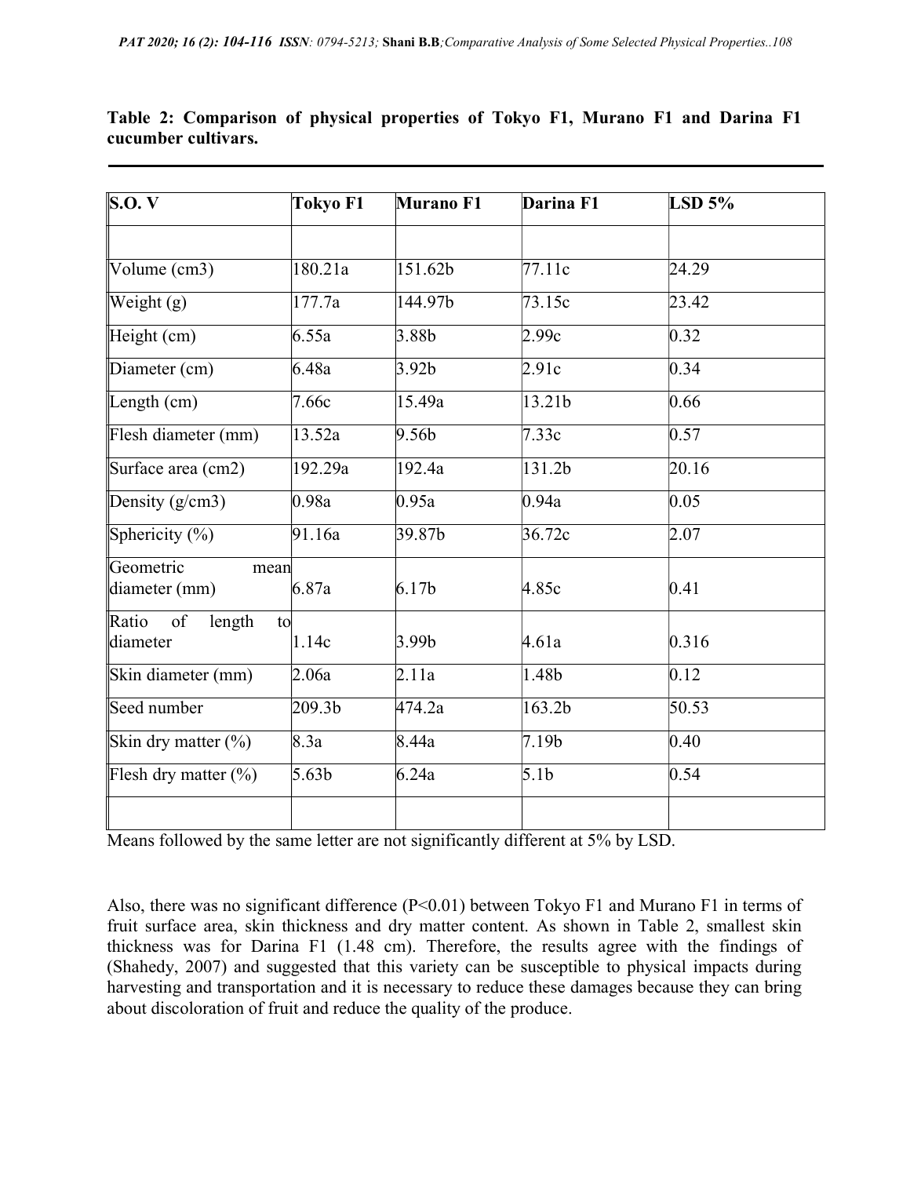**Table 2: Comparison of physical properties of Tokyo F1, Murano F1 and Darina F1 cucumber cultivars.**

| S.O. V | Tokyo F1 | Murano F1 | Darina F1 | LSD 5% |
|---|---|---|---|---|
| | | | | |
| Volume (cm3) | 180.21a | 151.62b | 77.11c | 24.29 |
| Weight (g) | 177.7a | 144.97b | 73.15c | 23.42 |
| Height (cm) | 6.55a | 3.88b | 2.99c | 0.32 |
| Diameter (cm) | 6.48a | 3.92b | 2.91c | 0.34 |
| Length (cm) | 7.66c | 15.49a | 13.21b | 0.66 |
| Flesh diameter (mm) | 13.52a | 9.56b | 7.33c | 0.57 |
| Surface area (cm2) | 192.29a | 192.4a | 131.2b | 20.16 |
| Density (g/cm3) | 0.98a | 0.95a | 0.94a | 0.05 |
| Sphericity (%) | 91.16a | 39.87b | 36.72c | 2.07 |
| Geometric mean diameter (mm) | 6.87a | 6.17b | 4.85c | 0.41 |
| Ratio of length to diameter | 1.14c | 3.99b | 4.61a | 0.316 |
| Skin diameter (mm) | 2.06a | 2.11a | 1.48b | 0.12 |
| Seed number | 209.3b | 474.2a | 163.2b | 50.53 |
| Skin dry matter (%) | 8.3a | 8.44a | 7.19b | 0.40 |
| Flesh dry matter (%) | 5.63b | 6.24a | 5.1b | 0.54 |
| | | | | |

Means followed by the same letter are not significantly different at 5% by LSD.

Also, there was no significant difference ($P<0.01$) between Tokyo F1 and Murano F1 in terms of fruit surface area, skin thickness and dry matter content. As shown in Table 2, smallest skin thickness was for Darina F1 (1.48 cm). Therefore, the results agree with the findings of (Shahedy, 2007) and suggested that this variety can be susceptible to physical impacts during harvesting and transportation and it is necessary to reduce these damages because they can bring about discoloration of fruit and reduce the quality of the produce.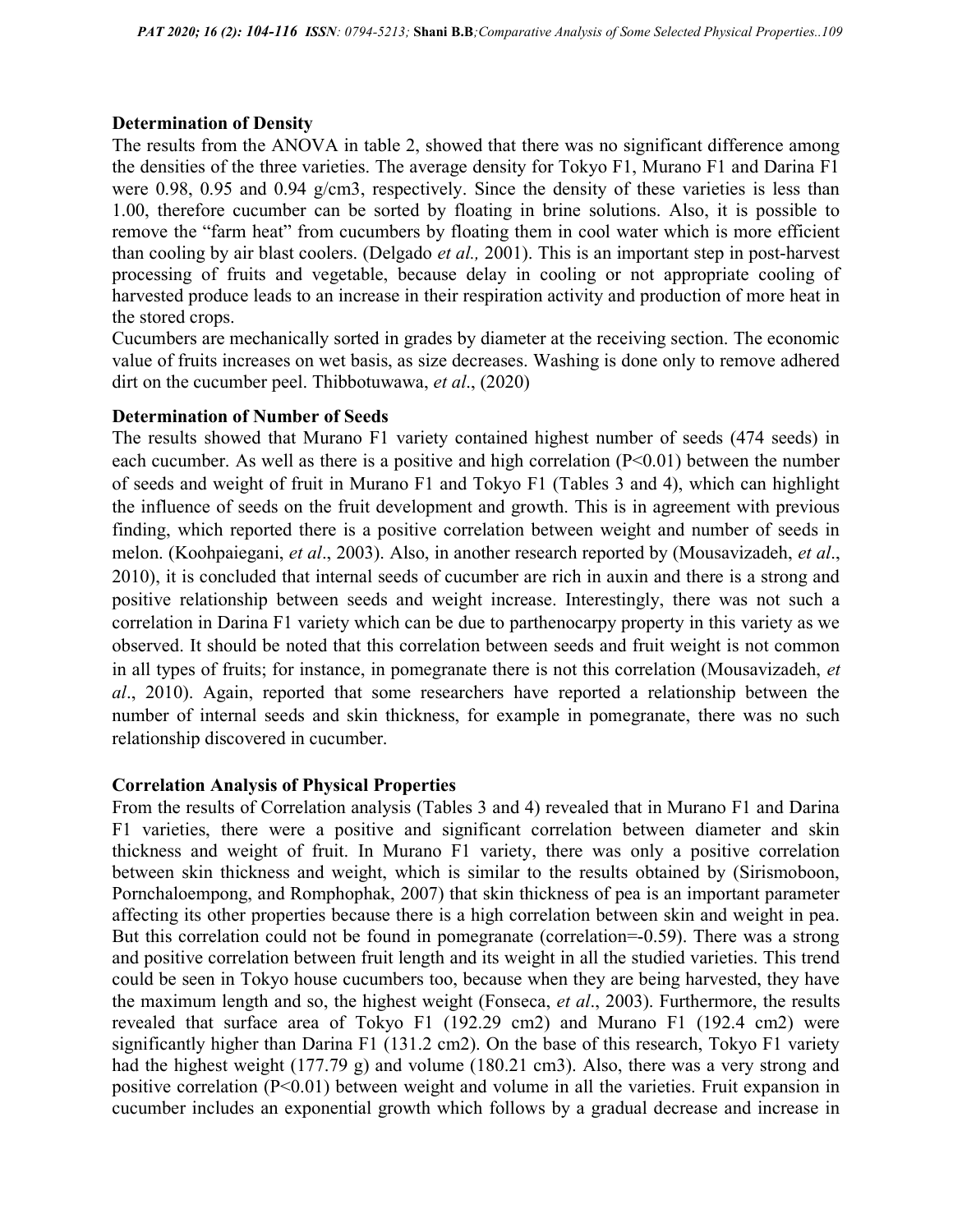**Determination of Density**

The results from the ANOVA in table 2, showed that there was no significant difference among the densities of the three varieties. The average density for Tokyo F1, Murano F1 and Darina F1 were 0.98, 0.95 and 0.94 g/cm3, respectively. Since the density of these varieties is less than 1.00, therefore cucumber can be sorted by floating in brine solutions. Also, it is possible to remove the "farm heat" from cucumbers by floating them in cool water which is more efficient than cooling by air blast coolers. (Delgado *et al.,* 2001). This is an important step in post-harvest processing of fruits and vegetable, because delay in cooling or not appropriate cooling of harvested produce leads to an increase in their respiration activity and production of more heat in the stored crops.

Cucumbers are mechanically sorted in grades by diameter at the receiving section. The economic value of fruits increases on wet basis, as size decreases. Washing is done only to remove adhered dirt on the cucumber peel. Thibbotuwawa, *et al*., (2020)

**Determination of Number of Seeds**

The results showed that Murano F1 variety contained highest number of seeds (474 seeds) in each cucumber. As well as there is a positive and high correlation ($P<0.01$) between the number of seeds and weight of fruit in Murano F1 and Tokyo F1 (Tables 3 and 4), which can highlight the influence of seeds on the fruit development and growth. This is in agreement with previous finding, which reported there is a positive correlation between weight and number of seeds in melon. (Koohpaiegani, *et al*., 2003). Also, in another research reported by (Mousavizadeh, *et al*., 2010), it is concluded that internal seeds of cucumber are rich in auxin and there is a strong and positive relationship between seeds and weight increase. Interestingly, there was not such a correlation in Darina F1 variety which can be due to parthenocarpy property in this variety as we observed. It should be noted that this correlation between seeds and fruit weight is not common in all types of fruits; for instance, in pomegranate there is not this correlation (Mousavizadeh, *et al*., 2010). Again, reported that some researchers have reported a relationship between the number of internal seeds and skin thickness, for example in pomegranate, there was no such relationship discovered in cucumber.

**Correlation Analysis of Physical Properties**

From the results of Correlation analysis (Tables 3 and 4) revealed that in Murano F1 and Darina F1 varieties, there were a positive and significant correlation between diameter and skin thickness and weight of fruit. In Murano F1 variety, there was only a positive correlation between skin thickness and weight, which is similar to the results obtained by (Sirismoboon, Pornchaloempong, and Romphophak, 2007) that skin thickness of pea is an important parameter affecting its other properties because there is a high correlation between skin and weight in pea. But this correlation could not be found in pomegranate (correlation=-0.59). There was a strong and positive correlation between fruit length and its weight in all the studied varieties. This trend could be seen in Tokyo house cucumbers too, because when they are being harvested, they have the maximum length and so, the highest weight (Fonseca, *et al*., 2003). Furthermore, the results revealed that surface area of Tokyo F1 (192.29 cm2) and Murano F1 (192.4 cm2) were significantly higher than Darina F1 (131.2 cm2). On the base of this research, Tokyo F1 variety had the highest weight (177.79 g) and volume (180.21 cm3). Also, there was a very strong and positive correlation ($P<0.01$) between weight and volume in all the varieties. Fruit expansion in cucumber includes an exponential growth which follows by a gradual decrease and increase in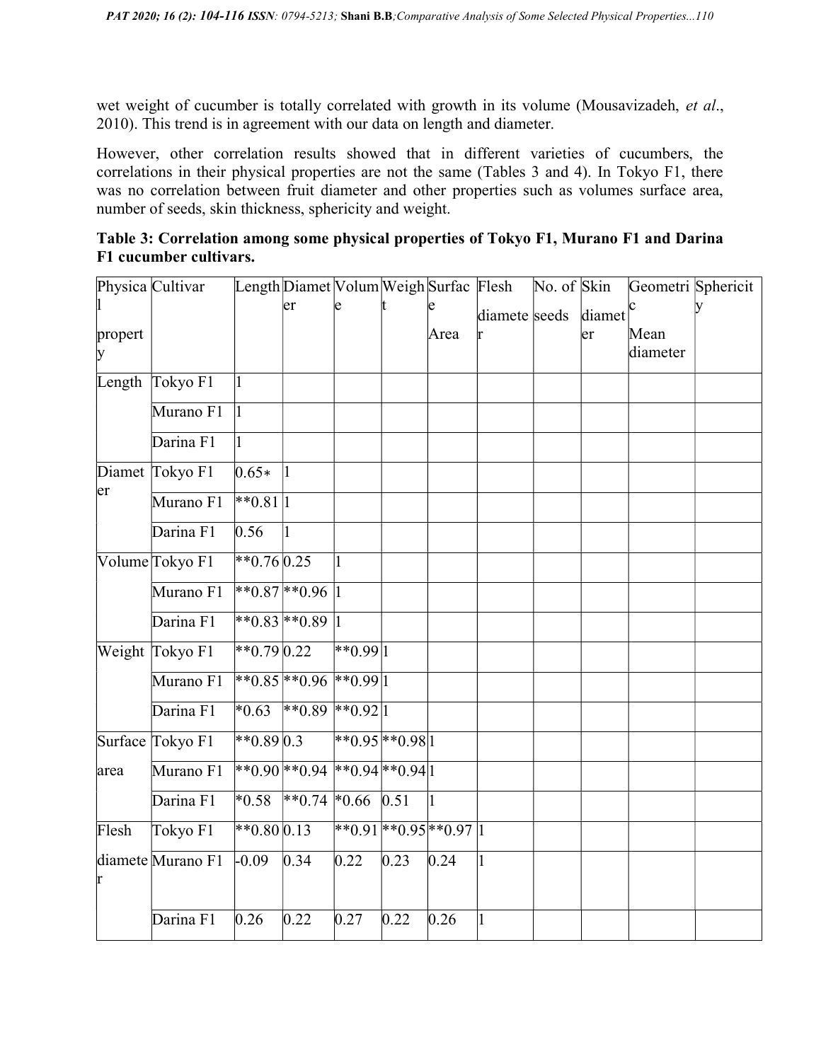wet weight of cucumber is totally correlated with growth in its volume (Mousavizadeh, *et al*., 2010). This trend is in agreement with our data on length and diameter.

However, other correlation results showed that in different varieties of cucumbers, the correlations in their physical properties are not the same (Tables 3 and 4). In Tokyo F1, there was no correlation between fruit diameter and other properties such as volumes surface area, number of seeds, skin thickness, sphericity and weight.

**Table 3: Correlation among some physical properties of Tokyo F1, Murano F1 and Darina F1 cucumber cultivars.**

| Physical property | Cultivar | Length | Diameter | Volume | Weight | Surface Area | Flesh diameter | No. of seeds | Skin diameter | Geometric Mean diameter | Sphericity |
|---|---|---|---|---|---|---|---|---|---|---|---|
| Length | Tokyo F1 | 1 | | | | | | | | | |
| | Murano F1 | 1 | | | | | | | | | |
| | Darina F1 | 1 | | | | | | | | | |
| Diameter | Tokyo F1 | 0.65* | 1 | | | | | | | | |
| | Murano F1 | **0.81 | 1 | | | | | | | | |
| | Darina F1 | 0.56 | 1 | | | | | | | | |
| Volume | Tokyo F1 | **0.76 | 0.25 | 1 | | | | | | | |
| | Murano F1 | **0.87 | **0.96 | 1 | | | | | | | |
| | Darina F1 | **0.83 | **0.89 | 1 | | | | | | | |
| Weight | Tokyo F1 | **0.79 | 0.22 | **0.99 | 1 | | | | | | |
| | Murano F1 | **0.85 | **0.96 | **0.99 | 1 | | | | | | |
| | Darina F1 | *0.63 | **0.89 | **0.92 | 1 | | | | | | |
| Surface area | Tokyo F1 | **0.89 | 0.3 | **0.95 | **0.98 | 1 | | | | | |
| | Murano F1 | **0.90 | **0.94 | **0.94 | **0.94 | 1 | | | | | |
| | Darina F1 | *0.58 | **0.74 | *0.66 | 0.51 | 1 | | | | | |
| Flesh diameter | Tokyo F1 | **0.80 | 0.13 | **0.91 | **0.95 | **0.97 | 1 | | | | |
| | Murano F1 | -0.09 | 0.34 | 0.22 | 0.23 | 0.24 | 1 | | | | |
| | Darina F1 | 0.26 | 0.22 | 0.27 | 0.22 | 0.26 | 1 | | | | |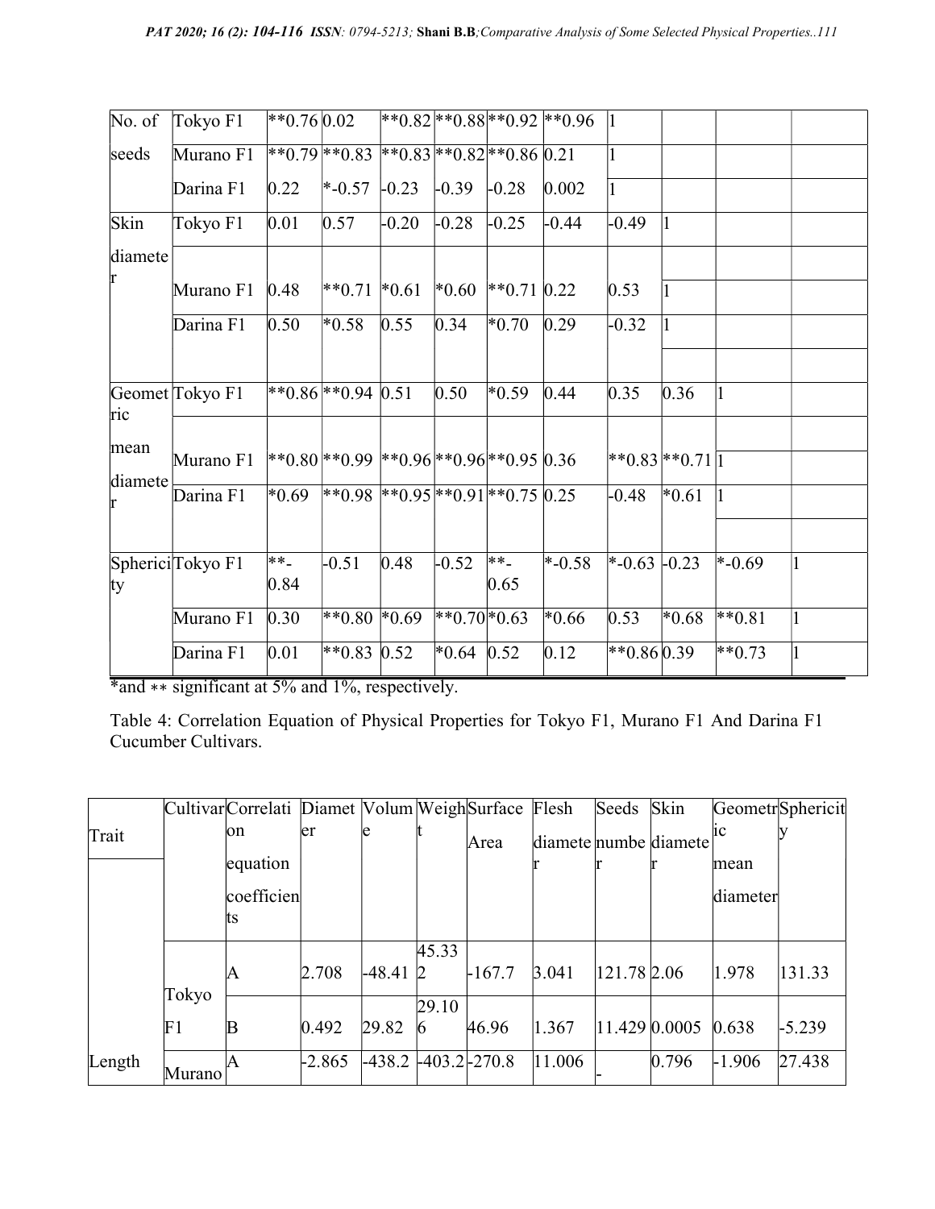| No. of seeds | Tokyo F1 | **0.76 | 0.02 | **0.82 | **0.88 | **0.92 | **0.96 | 1 | | | |
|---|---|---|---|---|---|---|---|---|---|---|---|
| | Murano F1 | **0.79 | **0.83 | **0.83 | **0.82 | **0.86 | 0.21 | 1 | | | |
| | Darina F1 | 0.22 | *-0.57 | -0.23 | -0.39 | -0.28 | 0.002 | 1 | | | |
| Skin diameter | Tokyo F1 | 0.01 | 0.57 | -0.20 | -0.28 | -0.25 | -0.44 | -0.49 | 1 | | |
| | Murano F1 | 0.48 | **0.71 | *0.61 | *0.60 | **0.71 | 0.22 | 0.53 | 1 | | |
| | Darina F1 | 0.50 | *0.58 | 0.55 | 0.34 | *0.70 | 0.29 | -0.32 | 1 | | |
| Geometric mean diameter | Tokyo F1 | **0.86 | **0.94 | 0.51 | 0.50 | *0.59 | 0.44 | 0.35 | 0.36 | 1 | |
| | Murano F1 | **0.80 | **0.99 | **0.96 | **0.96 | **0.95 | 0.36 | **0.83 | **0.71 | 1 | |
| | Darina F1 | *0.69 | **0.98 | **0.95 | **0.91 | **0.75 | 0.25 | -0.48 | *0.61 | 1 | |
| Sphericity | Tokyo F1 | **-0.84 | -0.51 | 0.48 | -0.52 | **-0.65 | *-0.58 | *-0.63 | -0.23 | *-0.69 | 1 |
| | Murano F1 | 0.30 | **0.80 | *0.69 | **0.70 | *0.63 | *0.66 | 0.53 | *0.68 | **0.81 | 1 |
| | Darina F1 | 0.01 | **0.83 | 0.52 | *0.64 | 0.52 | 0.12 | **0.86 | 0.39 | **0.73 | 1 |

*and ** significant at 5% and 1%, respectively.

Table 4: Correlation Equation of Physical Properties for Tokyo F1, Murano F1 And Darina F1 Cucumber Cultivars.

| Trait | Cultivar | Correlation equation coefficients | Diameter | Volume | Weight | Surface Area | Flesh diameter | Seeds number | Skin diameter | Geometric mean diameter | Sphericity |
|---|---|---|---|---|---|---|---|---|---|---|---|
| | Tokyo F1 | A | 2.708 | -48.41 | 45.332 | -167.7 | 3.041 | 121.78 | 2.06 | 1.978 | 131.33 |
| | | B | 0.492 | 29.82 | 29.106 | 46.96 | 1.367 | 11.429 | 0.0005 | 0.638 | -5.239 |
| Length | Murano | A | -2.865 | -438.2 | -403.2 | -270.8 | 11.006 | - | 0.796 | -1.906 | 27.438 |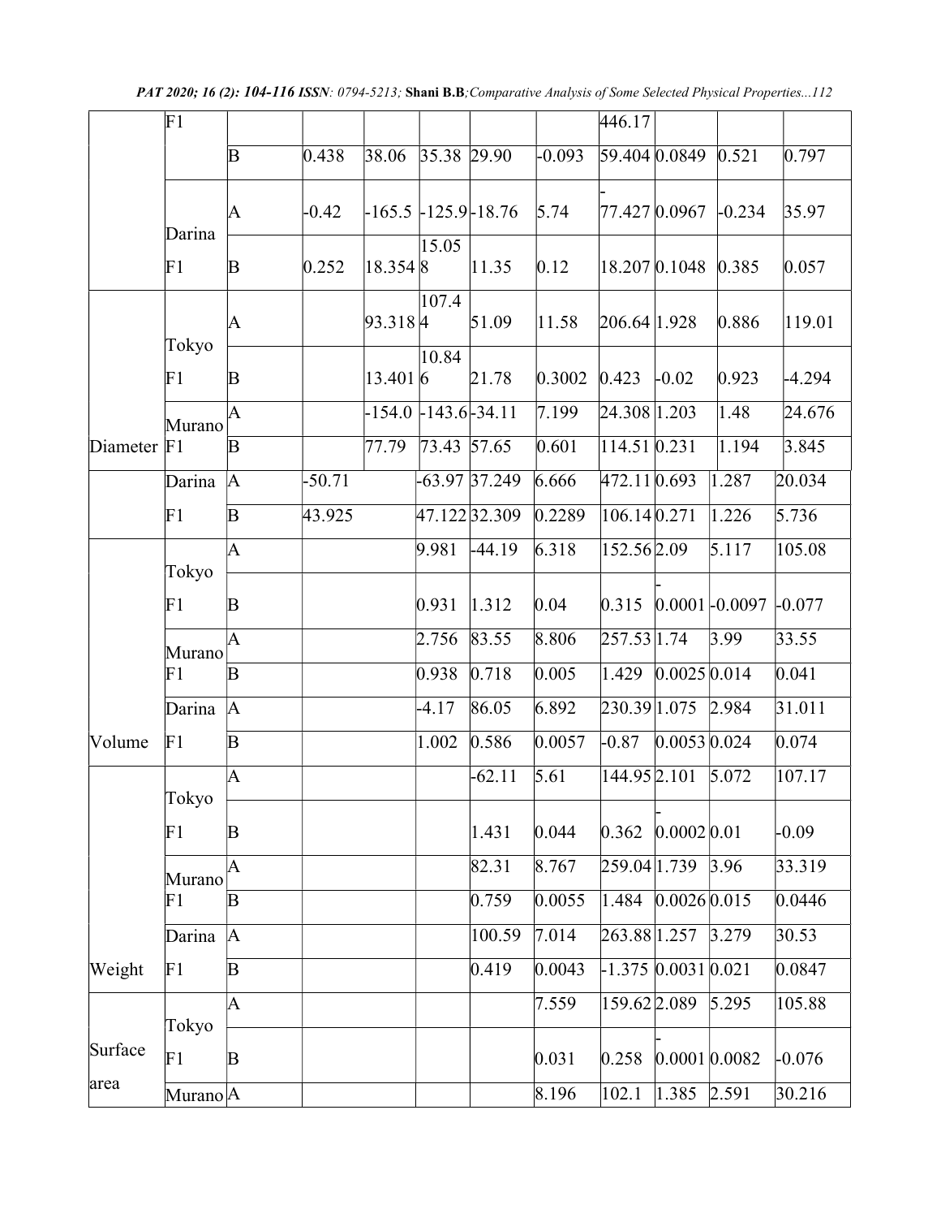| | | | | | | | | | | | |
|---|---|---|---|---|---|---|---|---|---|---|---|
| | F1 | | | | | | | 446.17 | | | |
| | | B | 0.438 | 38.06 | 35.38 | 29.90 | -0.093 | 59.404 | 0.0849 | 0.521 | 0.797 |
| | Darina | A | -0.42 | -165.5 | -125.9 | -18.76 | 5.74 | -77.427 | 0.0967 | -0.234 | 35.97 |
| | F1 | B | 0.252 | 18.354 | 15.058 | 11.35 | 0.12 | 18.207 | 0.1048 | 0.385 | 0.057 |
| | Tokyo | A | | 93.318 | 107.44 | 51.09 | 11.58 | 206.64 | 1.928 | 0.886 | 119.01 |
| | F1 | B | | 13.401 | 10.846 | 21.78 | 0.3002 | 0.423 | -0.02 | 0.923 | -4.294 |
| | Murano | A | | -154.0 | -143.6 | -34.11 | 7.199 | 24.308 | 1.203 | 1.48 | 24.676 |
| Diameter | F1 | B | | 77.79 | 73.43 | 57.65 | 0.601 | 114.51 | 0.231 | 1.194 | 3.845 |
| | Darina | A | -50.71 | | -63.97 | 37.249 | 6.666 | 472.11 | 0.693 | 1.287 | 20.034 |
| | F1 | B | 43.925 | | 47.122 | 32.309 | 0.2289 | 106.14 | 0.271 | 1.226 | 5.736 |
| | Tokyo | A | | | 9.981 | -44.19 | 6.318 | 152.56 | 2.09 | 5.117 | 105.08 |
| | F1 | B | | | 0.931 | 1.312 | 0.04 | 0.315 | -0.0001 | -0.0097 | -0.077 |
| | Murano | A | | | 2.756 | 83.55 | 8.806 | 257.53 | 1.74 | 3.99 | 33.55 |
| | F1 | B | | | 0.938 | 0.718 | 0.005 | 1.429 | 0.0025 | 0.014 | 0.041 |
| | Darina | A | | | -4.17 | 86.05 | 6.892 | 230.39 | 1.075 | 2.984 | 31.011 |
| Volume | F1 | B | | | 1.002 | 0.586 | 0.0057 | -0.87 | 0.0053 | 0.024 | 0.074 |
| | Tokyo | A | | | | -62.11 | 5.61 | 144.95 | 2.101 | 5.072 | 107.17 |
| | F1 | B | | | | 1.431 | 0.044 | 0.362 | -0.0002 | 0.01 | -0.09 |
| | Murano | A | | | | 82.31 | 8.767 | 259.04 | 1.739 | 3.96 | 33.319 |
| | F1 | B | | | | 0.759 | 0.0055 | 1.484 | 0.0026 | 0.015 | 0.0446 |
| | Darina | A | | | | 100.59 | 7.014 | 263.88 | 1.257 | 3.279 | 30.53 |
| Weight | F1 | B | | | | 0.419 | 0.0043 | -1.375 | 0.0031 | 0.021 | 0.0847 |
| | Tokyo | A | | | | | 7.559 | 159.62 | 2.089 | 5.295 | 105.88 |
| Surface area | F1 | B | | | | | 0.031 | 0.258 | -0.0001 | 0.0082 | -0.076 |
| | Murano | A | | | | | 8.196 | 102.1 | 1.385 | 2.591 | 30.216 |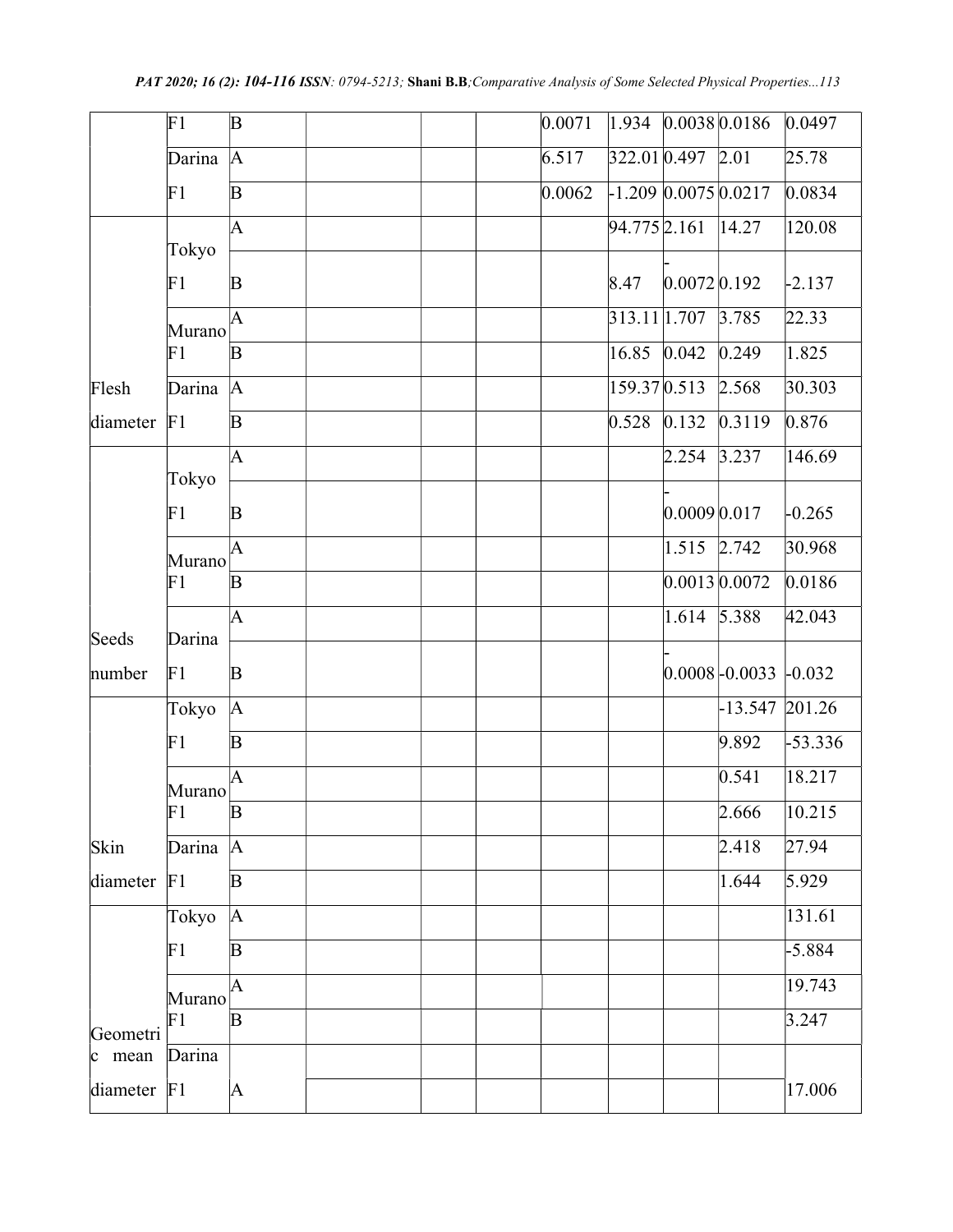|  |  |  |  |  |  |  |  |  |  |  |
|---|---|---|---|---|---|---|---|---|---|---|
|  | F1 | B |  |  |  | 0.0071 | 1.934 | 0.0038 | 0.0186 | 0.0497 |
|  | Darina | A |  |  |  | 6.517 | 322.01 | 0.497 | 2.01 | 25.78 |
|  | F1 | B |  |  |  | 0.0062 | -1.209 | 0.0075 | 0.0217 | 0.0834 |
|  | Tokyo | A |  |  |  |  | 94.775 | 2.161 | 14.27 | 120.08 |
|  | F1 | B |  |  |  |  | 8.47 | -0.0072 | 0.192 | -2.137 |
|  | Murano | A |  |  |  |  | 313.11 | 1.707 | 3.785 | 22.33 |
|  | F1 | B |  |  |  |  | 16.85 | 0.042 | 0.249 | 1.825 |
| Flesh | Darina | A |  |  |  |  | 159.37 | 0.513 | 2.568 | 30.303 |
| diameter | F1 | B |  |  |  |  | 0.528 | 0.132 | 0.3119 | 0.876 |
|  | Tokyo | A |  |  |  |  |  | 2.254 | 3.237 | 146.69 |
|  | F1 | B |  |  |  |  |  | -0.0009 | 0.017 | -0.265 |
|  | Murano | A |  |  |  |  |  | 1.515 | 2.742 | 30.968 |
|  | F1 | B |  |  |  |  |  | 0.0013 | 0.0072 | 0.0186 |
| Seeds | Darina | A |  |  |  |  |  | 1.614 | 5.388 | 42.043 |
| number | F1 | B |  |  |  |  |  | -0.0008 | -0.0033 | -0.032 |
|  | Tokyo | A |  |  |  |  |  |  | -13.547 | 201.26 |
|  | F1 | B |  |  |  |  |  |  | 9.892 | -53.336 |
|  | Murano | A |  |  |  |  |  |  | 0.541 | 18.217 |
|  | F1 | B |  |  |  |  |  |  | 2.666 | 10.215 |
| Skin | Darina | A |  |  |  |  |  |  | 2.418 | 27.94 |
| diameter | F1 | B |  |  |  |  |  |  | 1.644 | 5.929 |
|  | Tokyo | A |  |  |  |  |  |  |  | 131.61 |
|  | F1 | B |  |  |  |  |  |  |  | -5.884 |
|  | Murano | A |  |  |  |  |  |  |  | 19.743 |
|  | F1 | B |  |  |  |  |  |  |  | 3.247 |
| Geometric mean | Darina |  |  |  |  |  |  |  |  |  |
| diameter | F1 | A |  |  |  |  |  |  |  | 17.006 |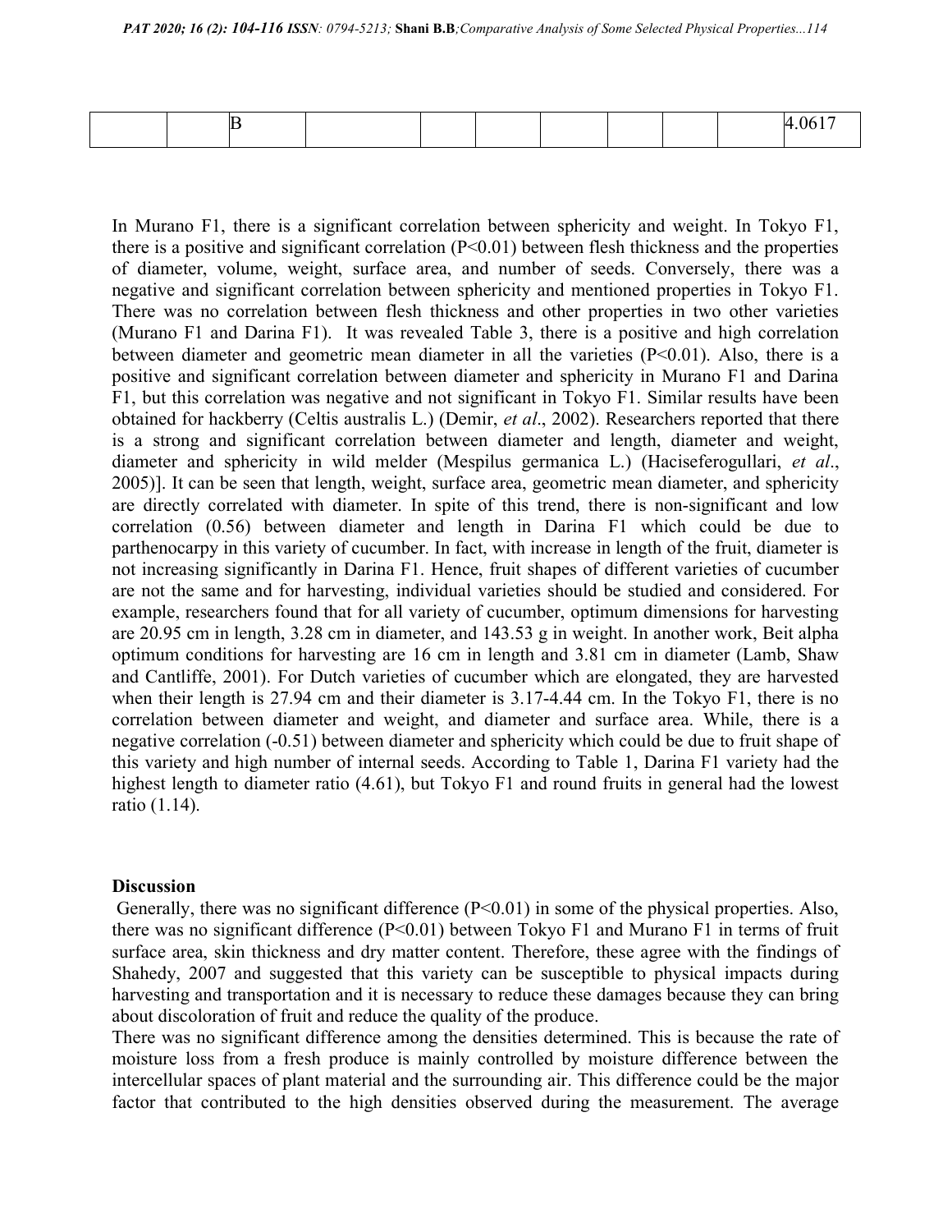|  |  | B |  |  |  |  |  |  |  | 4.0617 |
|---|---|---|---|---|---|---|---|---|---|---|

In Murano F1, there is a significant correlation between sphericity and weight. In Tokyo F1, there is a positive and significant correlation ($P<0.01$) between flesh thickness and the properties of diameter, volume, weight, surface area, and number of seeds. Conversely, there was a negative and significant correlation between sphericity and mentioned properties in Tokyo F1. There was no correlation between flesh thickness and other properties in two other varieties (Murano F1 and Darina F1). It was revealed Table 3, there is a positive and high correlation between diameter and geometric mean diameter in all the varieties ($P<0.01$). Also, there is a positive and significant correlation between diameter and sphericity in Murano F1 and Darina F1, but this correlation was negative and not significant in Tokyo F1. Similar results have been obtained for hackberry (Celtis australis L.) (Demir, *et al*., 2002). Researchers reported that there is a strong and significant correlation between diameter and length, diameter and weight, diameter and sphericity in wild melder (Mespilus germanica L.) (Haciseferogullari, *et al*., 2005)]. It can be seen that length, weight, surface area, geometric mean diameter, and sphericity are directly correlated with diameter. In spite of this trend, there is non-significant and low correlation (0.56) between diameter and length in Darina F1 which could be due to parthenocarpy in this variety of cucumber. In fact, with increase in length of the fruit, diameter is not increasing significantly in Darina F1. Hence, fruit shapes of different varieties of cucumber are not the same and for harvesting, individual varieties should be studied and considered. For example, researchers found that for all variety of cucumber, optimum dimensions for harvesting are 20.95 cm in length, 3.28 cm in diameter, and 143.53 g in weight. In another work, Beit alpha optimum conditions for harvesting are 16 cm in length and 3.81 cm in diameter (Lamb, Shaw and Cantliffe, 2001). For Dutch varieties of cucumber which are elongated, they are harvested when their length is 27.94 cm and their diameter is 3.17-4.44 cm. In the Tokyo F1, there is no correlation between diameter and weight, and diameter and surface area. While, there is a negative correlation (-0.51) between diameter and sphericity which could be due to fruit shape of this variety and high number of internal seeds. According to Table 1, Darina F1 variety had the highest length to diameter ratio (4.61), but Tokyo F1 and round fruits in general had the lowest ratio (1.14).

**Discussion**

Generally, there was no significant difference ($P<0.01$) in some of the physical properties. Also, there was no significant difference ($P<0.01$) between Tokyo F1 and Murano F1 in terms of fruit surface area, skin thickness and dry matter content. Therefore, these agree with the findings of Shahedy, 2007 and suggested that this variety can be susceptible to physical impacts during harvesting and transportation and it is necessary to reduce these damages because they can bring about discoloration of fruit and reduce the quality of the produce.

There was no significant difference among the densities determined. This is because the rate of moisture loss from a fresh produce is mainly controlled by moisture difference between the intercellular spaces of plant material and the surrounding air. This difference could be the major factor that contributed to the high densities observed during the measurement. The average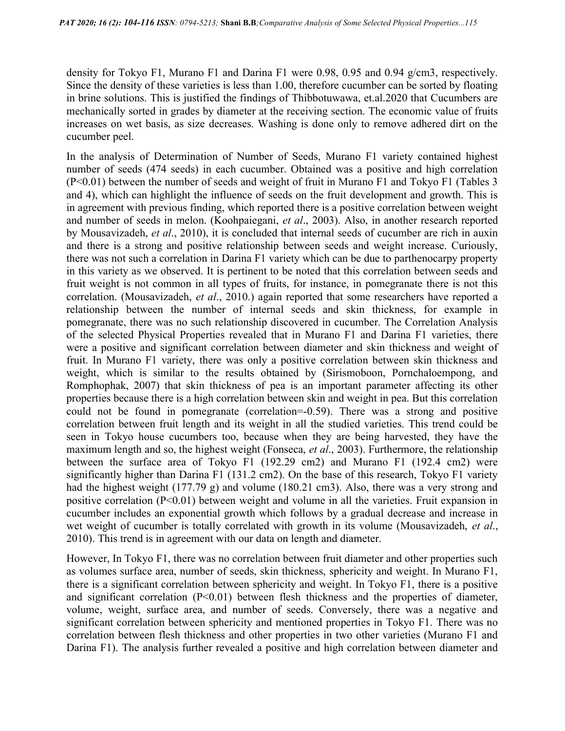density for Tokyo F1, Murano F1 and Darina F1 were 0.98, 0.95 and 0.94 g/cm3, respectively. Since the density of these varieties is less than 1.00, therefore cucumber can be sorted by floating in brine solutions. This is justified the findings of Thibbotuwawa, et.al.2020 that Cucumbers are mechanically sorted in grades by diameter at the receiving section. The economic value of fruits increases on wet basis, as size decreases. Washing is done only to remove adhered dirt on the cucumber peel.

In the analysis of Determination of Number of Seeds, Murano F1 variety contained highest number of seeds (474 seeds) in each cucumber. Obtained was a positive and high correlation ($P<0.01$) between the number of seeds and weight of fruit in Murano F1 and Tokyo F1 (Tables 3 and 4), which can highlight the influence of seeds on the fruit development and growth. This is in agreement with previous finding, which reported there is a positive correlation between weight and number of seeds in melon. (Koohpaiegani, *et al*., 2003). Also, in another research reported by Mousavizadeh, *et al*., 2010), it is concluded that internal seeds of cucumber are rich in auxin and there is a strong and positive relationship between seeds and weight increase. Curiously, there was not such a correlation in Darina F1 variety which can be due to parthenocarpy property in this variety as we observed. It is pertinent to be noted that this correlation between seeds and fruit weight is not common in all types of fruits, for instance, in pomegranate there is not this correlation. (Mousavizadeh, *et al*., 2010.) again reported that some researchers have reported a relationship between the number of internal seeds and skin thickness, for example in pomegranate, there was no such relationship discovered in cucumber. The Correlation Analysis of the selected Physical Properties revealed that in Murano F1 and Darina F1 varieties, there were a positive and significant correlation between diameter and skin thickness and weight of fruit. In Murano F1 variety, there was only a positive correlation between skin thickness and weight, which is similar to the results obtained by (Sirismoboon, Pornchaloempong, and Romphophak, 2007) that skin thickness of pea is an important parameter affecting its other properties because there is a high correlation between skin and weight in pea. But this correlation could not be found in pomegranate (correlation=-0.59). There was a strong and positive correlation between fruit length and its weight in all the studied varieties. This trend could be seen in Tokyo house cucumbers too, because when they are being harvested, they have the maximum length and so, the highest weight (Fonseca, *et al*., 2003). Furthermore, the relationship between the surface area of Tokyo F1 (192.29 cm2) and Murano F1 (192.4 cm2) were significantly higher than Darina F1 (131.2 cm2). On the base of this research, Tokyo F1 variety had the highest weight (177.79 g) and volume (180.21 cm3). Also, there was a very strong and positive correlation ($P<0.01$) between weight and volume in all the varieties. Fruit expansion in cucumber includes an exponential growth which follows by a gradual decrease and increase in wet weight of cucumber is totally correlated with growth in its volume (Mousavizadeh, *et al*., 2010). This trend is in agreement with our data on length and diameter.

However, In Tokyo F1, there was no correlation between fruit diameter and other properties such as volumes surface area, number of seeds, skin thickness, sphericity and weight. In Murano F1, there is a significant correlation between sphericity and weight. In Tokyo F1, there is a positive and significant correlation ($P<0.01$) between flesh thickness and the properties of diameter, volume, weight, surface area, and number of seeds. Conversely, there was a negative and significant correlation between sphericity and mentioned properties in Tokyo F1. There was no correlation between flesh thickness and other properties in two other varieties (Murano F1 and Darina F1). The analysis further revealed a positive and high correlation between diameter and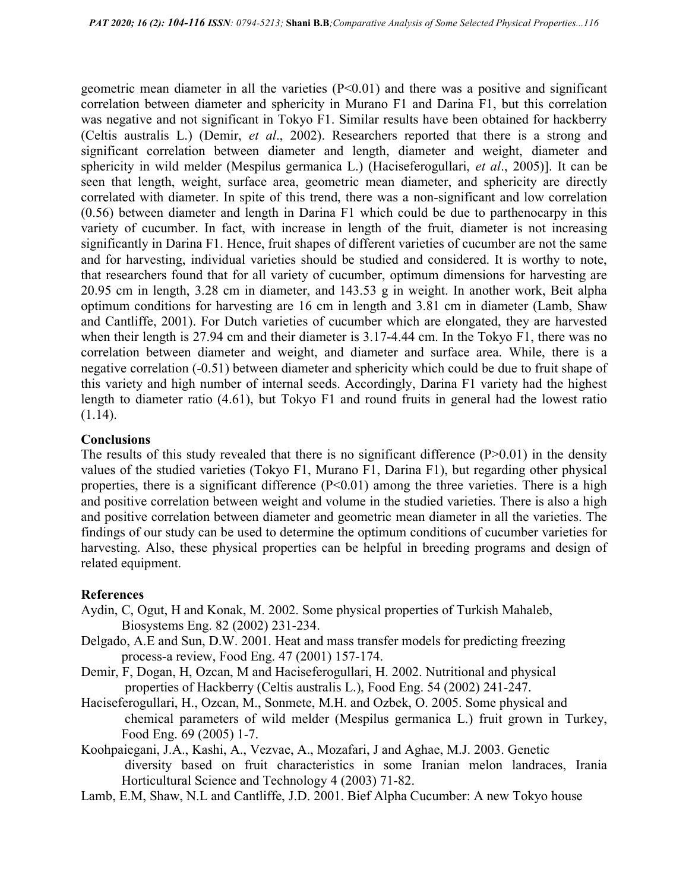geometric mean diameter in all the varieties ($P<0.01$) and there was a positive and significant correlation between diameter and sphericity in Murano F1 and Darina F1, but this correlation was negative and not significant in Tokyo F1. Similar results have been obtained for hackberry (Celtis australis L.) (Demir, *et al*., 2002). Researchers reported that there is a strong and significant correlation between diameter and length, diameter and weight, diameter and sphericity in wild melder (Mespilus germanica L.) (Haciseferogullari, *et al*., 2005)]. It can be seen that length, weight, surface area, geometric mean diameter, and sphericity are directly correlated with diameter. In spite of this trend, there was a non-significant and low correlation (0.56) between diameter and length in Darina F1 which could be due to parthenocarpy in this variety of cucumber. In fact, with increase in length of the fruit, diameter is not increasing significantly in Darina F1. Hence, fruit shapes of different varieties of cucumber are not the same and for harvesting, individual varieties should be studied and considered. It is worthy to note, that researchers found that for all variety of cucumber, optimum dimensions for harvesting are 20.95 cm in length, 3.28 cm in diameter, and 143.53 g in weight. In another work, Beit alpha optimum conditions for harvesting are 16 cm in length and 3.81 cm in diameter (Lamb, Shaw and Cantliffe, 2001). For Dutch varieties of cucumber which are elongated, they are harvested when their length is 27.94 cm and their diameter is 3.17-4.44 cm. In the Tokyo F1, there was no correlation between diameter and weight, and diameter and surface area. While, there is a negative correlation (-0.51) between diameter and sphericity which could be due to fruit shape of this variety and high number of internal seeds. Accordingly, Darina F1 variety had the highest length to diameter ratio (4.61), but Tokyo F1 and round fruits in general had the lowest ratio (1.14).

## Conclusions

The results of this study revealed that there is no significant difference ($P>0.01$) in the density values of the studied varieties (Tokyo F1, Murano F1, Darina F1), but regarding other physical properties, there is a significant difference ($P<0.01$) among the three varieties. There is a high and positive correlation between weight and volume in the studied varieties. There is also a high and positive correlation between diameter and geometric mean diameter in all the varieties. The findings of our study can be used to determine the optimum conditions of cucumber varieties for harvesting. Also, these physical properties can be helpful in breeding programs and design of related equipment.

## References

Aydin, C, Ogut, H and Konak, M. 2002. Some physical properties of Turkish Mahaleb, Biosystems Eng. 82 (2002) 231-234.

Delgado, A.E and Sun, D.W. 2001. Heat and mass transfer models for predicting freezing process-a review, Food Eng. 47 (2001) 157-174.

Demir, F, Dogan, H, Ozcan, M and Haciseferogullari, H. 2002. Nutritional and physical properties of Hackberry (Celtis australis L.), Food Eng. 54 (2002) 241-247.

Haciseferogullari, H., Ozcan, M., Sonmete, M.H. and Ozbek, O. 2005. Some physical and chemical parameters of wild melder (Mespilus germanica L.) fruit grown in Turkey, Food Eng. 69 (2005) 1-7.

Koohpaiegani, J.A., Kashi, A., Vezvae, A., Mozafari, J and Aghae, M.J. 2003. Genetic diversity based on fruit characteristics in some Iranian melon landraces, Irania Horticultural Science and Technology 4 (2003) 71-82.

Lamb, E.M, Shaw, N.L and Cantliffe, J.D. 2001. Bief Alpha Cucumber: A new Tokyo house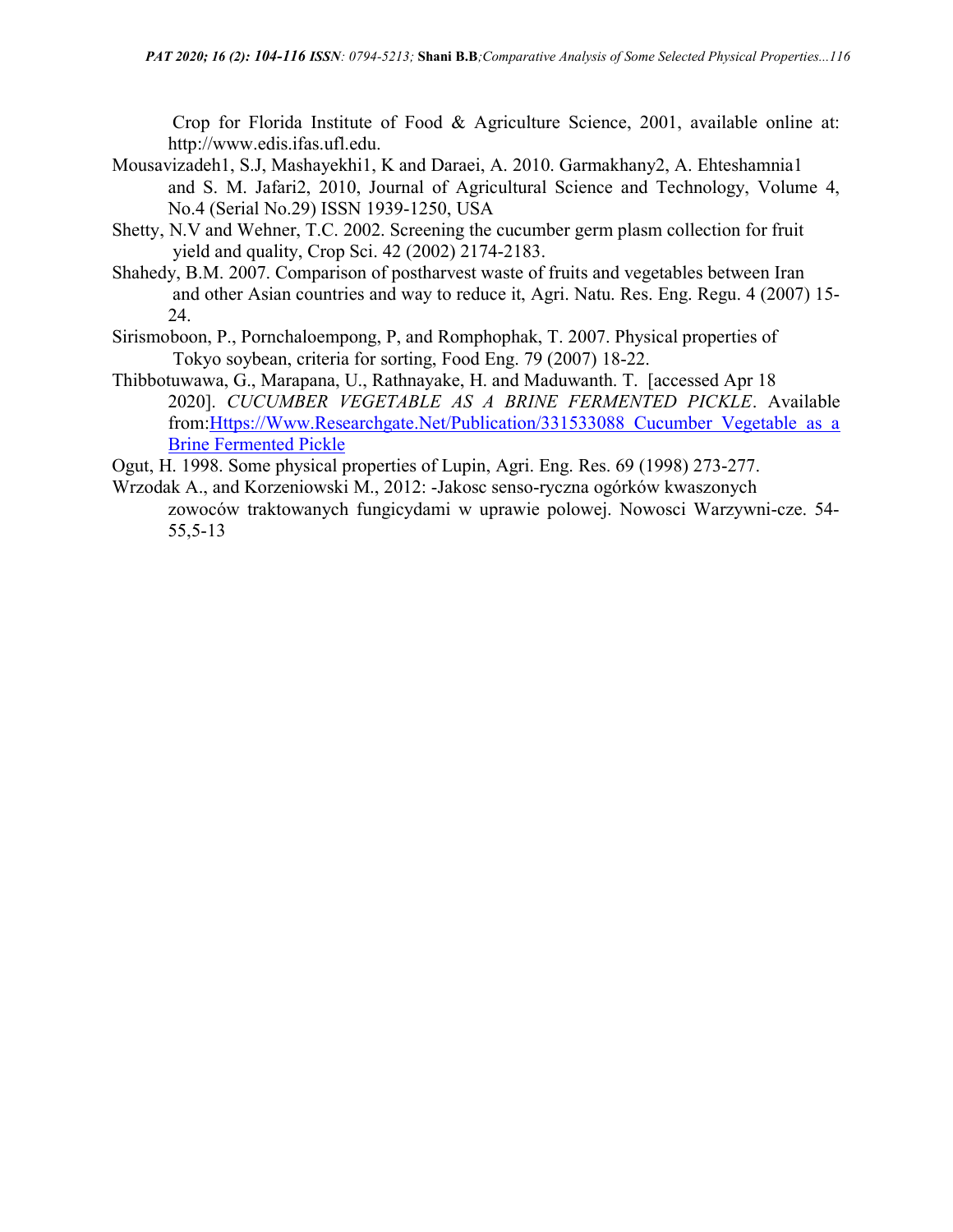Crop for Florida Institute of Food & Agriculture Science, 2001, available online at: http://www.edis.ifas.ufl.edu.

Mousavizadeh1, S.J, Mashayekhi1, K and Daraei, A. 2010. Garmakhany2, A. Ehteshamnia1 and S. M. Jafari2, 2010, Journal of Agricultural Science and Technology, Volume 4, No.4 (Serial No.29) ISSN 1939-1250, USA

Shetty, N.V and Wehner, T.C. 2002. Screening the cucumber germ plasm collection for fruit yield and quality, Crop Sci. 42 (2002) 2174-2183.

Shahedy, B.M. 2007. Comparison of postharvest waste of fruits and vegetables between Iran and other Asian countries and way to reduce it, Agri. Natu. Res. Eng. Regu. 4 (2007) 15-24.

Sirismoboon, P., Pornchaloempong, P, and Romphophak, T. 2007. Physical properties of Tokyo soybean, criteria for sorting, Food Eng. 79 (2007) 18-22.

Thibbotuwawa, G., Marapana, U., Rathnayake, H. and Maduwanth. T. [accessed Apr 18 2020]. *CUCUMBER VEGETABLE AS A BRINE FERMENTED PICKLE*. Available from:[Https://Www.Researchgate.Net/Publication/331533088_Cucumber_Vegetable_as_a_Brine_Fermented_Pickle](Https://Www.Researchgate.Net/Publication/331533088_Cucumber_Vegetable_as_a_Brine_Fermented_Pickle)

Ogut, H. 1998. Some physical properties of Lupin, Agri. Eng. Res. 69 (1998) 273-277.

Wrzodak A., and Korzeniowski M., 2012: -Jakosc senso-ryczna ogórków kwaszonych zowoców traktowanych fungicydami w uprawie polowej. Nowosci Warzywni-cze. 54-55,5-13